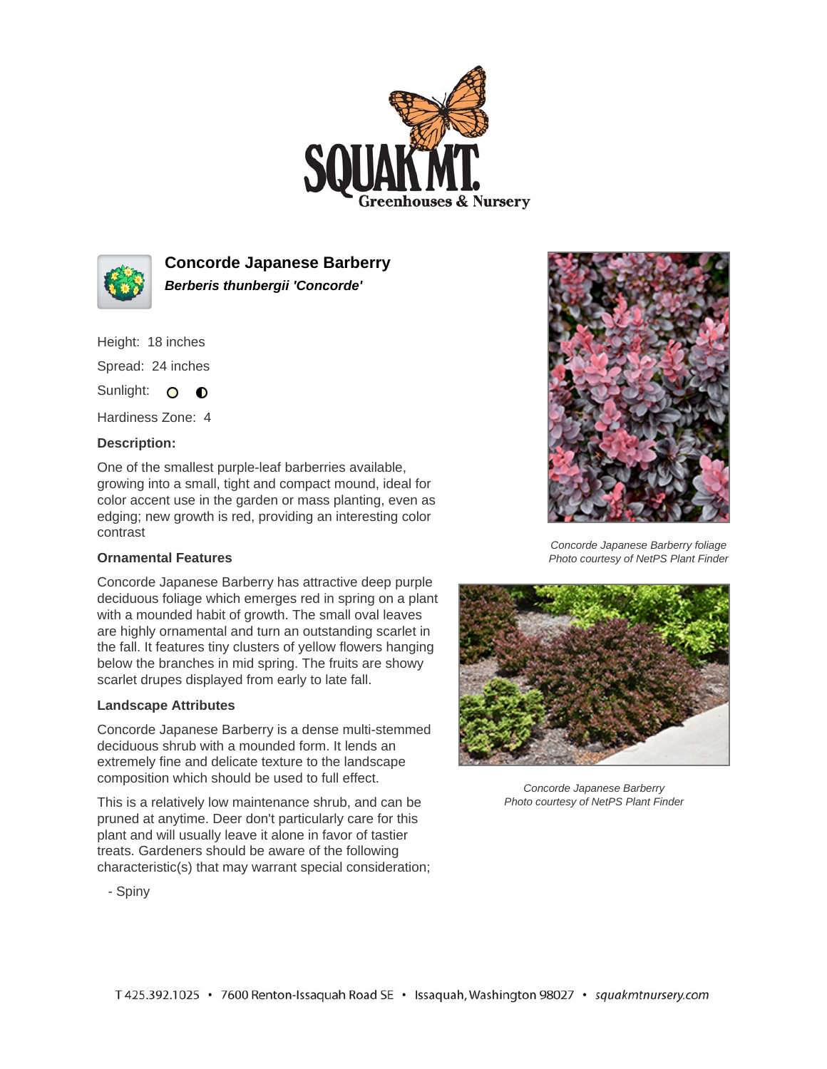# Concorde Japanese Barberry

***Berberis thunbergii 'Concorde'***

Height: 18 inches

Spread: 24 inches

Sunlight: ○ ◐

Hardiness Zone: 4

**Description:**

One of the smallest purple-leaf barberries available, growing into a small, tight and compact mound, ideal for color accent use in the garden or mass planting, even as edging; new growth is red, providing an interesting color contrast

### Ornamental Features

Concorde Japanese Barberry has attractive deep purple deciduous foliage which emerges red in spring on a plant with a mounded habit of growth. The small oval leaves are highly ornamental and turn an outstanding scarlet in the fall. It features tiny clusters of yellow flowers hanging below the branches in mid spring. The fruits are showy scarlet drupes displayed from early to late fall.

### Landscape Attributes

Concorde Japanese Barberry is a dense multi-stemmed deciduous shrub with a mounded form. It lends an extremely fine and delicate texture to the landscape composition which should be used to full effect.

This is a relatively low maintenance shrub, and can be pruned at anytime. Deer don't particularly care for this plant and will usually leave it alone in favor of tastier treats. Gardeners should be aware of the following characteristic(s) that may warrant special consideration;

- Spiny

*Concorde Japanese Barberry foliage*
*Photo courtesy of NetPS Plant Finder*

*Concorde Japanese Barberry*
*Photo courtesy of NetPS Plant Finder*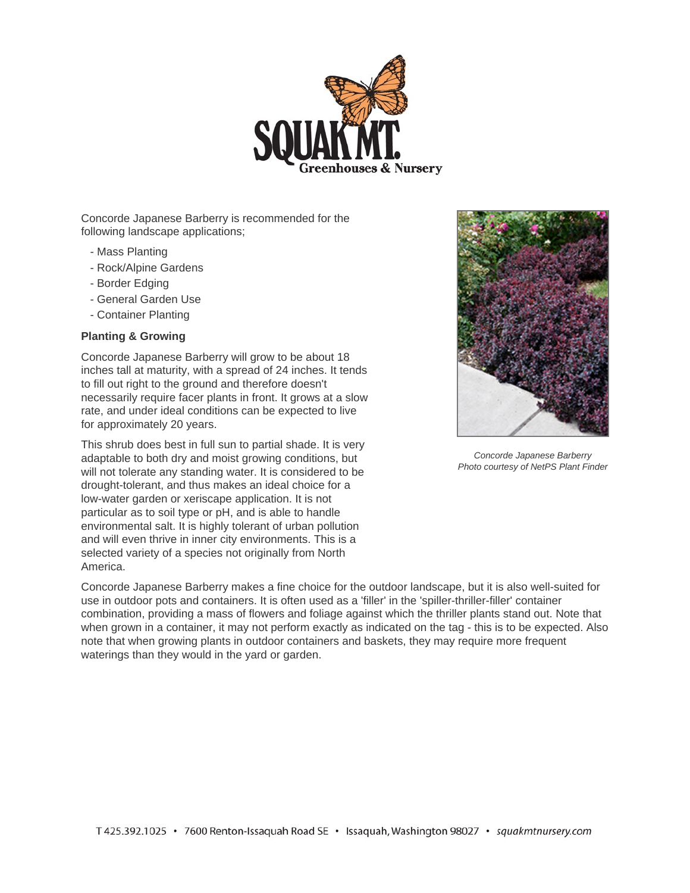Concorde Japanese Barberry is recommended for the following landscape applications;

- Mass Planting
- Rock/Alpine Gardens
- Border Edging
- General Garden Use
- Container Planting

**Planting & Growing**

Concorde Japanese Barberry will grow to be about 18 inches tall at maturity, with a spread of 24 inches. It tends to fill out right to the ground and therefore doesn't necessarily require facer plants in front. It grows at a slow rate, and under ideal conditions can be expected to live for approximately 20 years.

This shrub does best in full sun to partial shade. It is very adaptable to both dry and moist growing conditions, but will not tolerate any standing water. It is considered to be drought-tolerant, and thus makes an ideal choice for a low-water garden or xeriscape application. It is not particular as to soil type or pH, and is able to handle environmental salt. It is highly tolerant of urban pollution and will even thrive in inner city environments. This is a selected variety of a species not originally from North America.

*Concorde Japanese Barberry*
*Photo courtesy of NetPS Plant Finder*

Concorde Japanese Barberry makes a fine choice for the outdoor landscape, but it is also well-suited for use in outdoor pots and containers. It is often used as a 'filler' in the 'spiller-thriller-filler' container combination, providing a mass of flowers and foliage against which the thriller plants stand out. Note that when grown in a container, it may not perform exactly as indicated on the tag - this is to be expected. Also note that when growing plants in outdoor containers and baskets, they may require more frequent waterings than they would in the yard or garden.